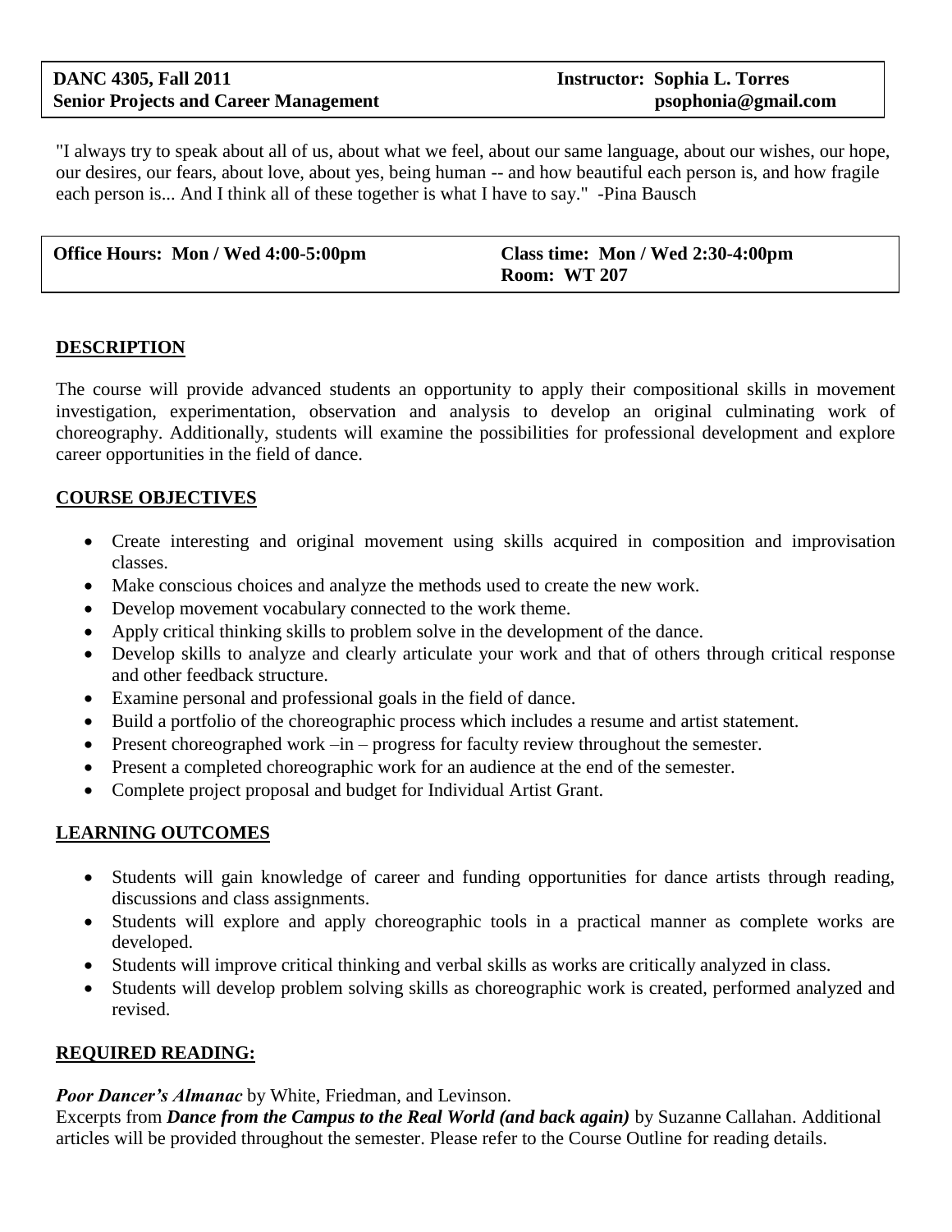| **DANC 4305, Fall 2011** | **Instructor: Sophia L. Torres** |
| --- | --- |
| **Senior Projects and Career Management** | **psophonia@gmail.com** |

"I always try to speak about all of us, about what we feel, about our same language, about our wishes, our hope, our desires, our fears, about love, about yes, being human -- and how beautiful each person is, and how fragile each person is... And I think all of these together is what I have to say." -Pina Bausch

| **Office Hours: Mon / Wed 4:00-5:00pm** | **Class time: Mon / Wed 2:30-4:00pm**<br>**Room: WT 207** |
| --- | --- |

## DESCRIPTION

The course will provide advanced students an opportunity to apply their compositional skills in movement investigation, experimentation, observation and analysis to develop an original culminating work of choreography. Additionally, students will examine the possibilities for professional development and explore career opportunities in the field of dance.

## COURSE OBJECTIVES

- Create interesting and original movement using skills acquired in composition and improvisation classes.
- Make conscious choices and analyze the methods used to create the new work.
- Develop movement vocabulary connected to the work theme.
- Apply critical thinking skills to problem solve in the development of the dance.
- Develop skills to analyze and clearly articulate your work and that of others through critical response and other feedback structure.
- Examine personal and professional goals in the field of dance.
- Build a portfolio of the choreographic process which includes a resume and artist statement.
- Present choreographed work –in – progress for faculty review throughout the semester.
- Present a completed choreographic work for an audience at the end of the semester.
- Complete project proposal and budget for Individual Artist Grant.

## LEARNING OUTCOMES

- Students will gain knowledge of career and funding opportunities for dance artists through reading, discussions and class assignments.
- Students will explore and apply choreographic tools in a practical manner as complete works are developed.
- Students will improve critical thinking and verbal skills as works are critically analyzed in class.
- Students will develop problem solving skills as choreographic work is created, performed analyzed and revised.

## REQUIRED READING:

***Poor Dancer's Almanac*** by White, Friedman, and Levinson.
Excerpts from ***Dance from the Campus to the Real World (and back again)*** by Suzanne Callahan. Additional articles will be provided throughout the semester. Please refer to the Course Outline for reading details.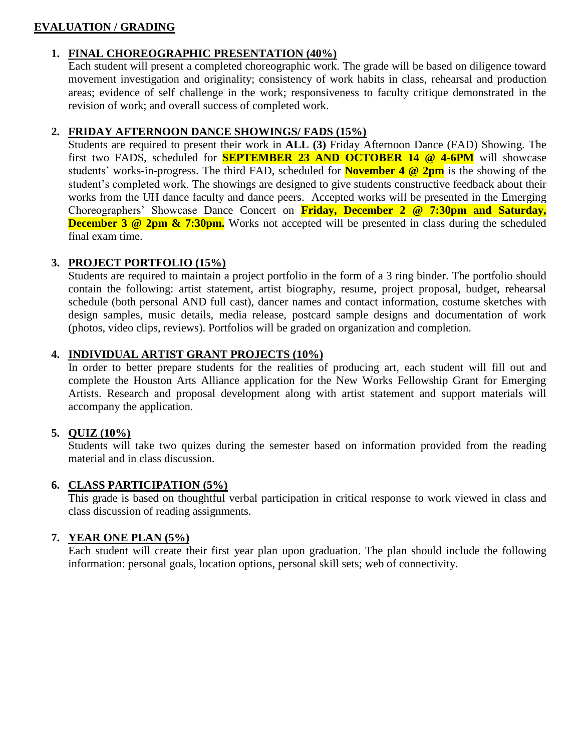## EVALUATION / GRADING

1. **FINAL CHOREOGRAPHIC PRESENTATION (40%)**
   Each student will present a completed choreographic work. The grade will be based on diligence toward movement investigation and originality; consistency of work habits in class, rehearsal and production areas; evidence of self challenge in the work; responsiveness to faculty critique demonstrated in the revision of work; and overall success of completed work.

2. **FRIDAY AFTERNOON DANCE SHOWINGS/ FADS (15%)**
   Students are required to present their work in **ALL (3)** Friday Afternoon Dance (FAD) Showing. The first two FADS, scheduled for **SEPTEMBER 23 AND OCTOBER 14 @ 4-6PM** will showcase students' works-in-progress. The third FAD, scheduled for **November 4 @ 2pm** is the showing of the student's completed work. The showings are designed to give students constructive feedback about their works from the UH dance faculty and dance peers. Accepted works will be presented in the Emerging Choreographers' Showcase Dance Concert on **Friday, December 2 @ 7:30pm and Saturday, December 3 @ 2pm & 7:30pm.** Works not accepted will be presented in class during the scheduled final exam time.

3. **PROJECT PORTFOLIO (15%)**
   Students are required to maintain a project portfolio in the form of a 3 ring binder. The portfolio should contain the following: artist statement, artist biography, resume, project proposal, budget, rehearsal schedule (both personal AND full cast), dancer names and contact information, costume sketches with design samples, music details, media release, postcard sample designs and documentation of work (photos, video clips, reviews). Portfolios will be graded on organization and completion.

4. **INDIVIDUAL ARTIST GRANT PROJECTS (10%)**
   In order to better prepare students for the realities of producing art, each student will fill out and complete the Houston Arts Alliance application for the New Works Fellowship Grant for Emerging Artists. Research and proposal development along with artist statement and support materials will accompany the application.

5. **QUIZ (10%)**
   Students will take two quizes during the semester based on information provided from the reading material and in class discussion.

6. **CLASS PARTICIPATION (5%)**
   This grade is based on thoughtful verbal participation in critical response to work viewed in class and class discussion of reading assignments.

7. **YEAR ONE PLAN (5%)**
   Each student will create their first year plan upon graduation. The plan should include the following information: personal goals, location options, personal skill sets; web of connectivity.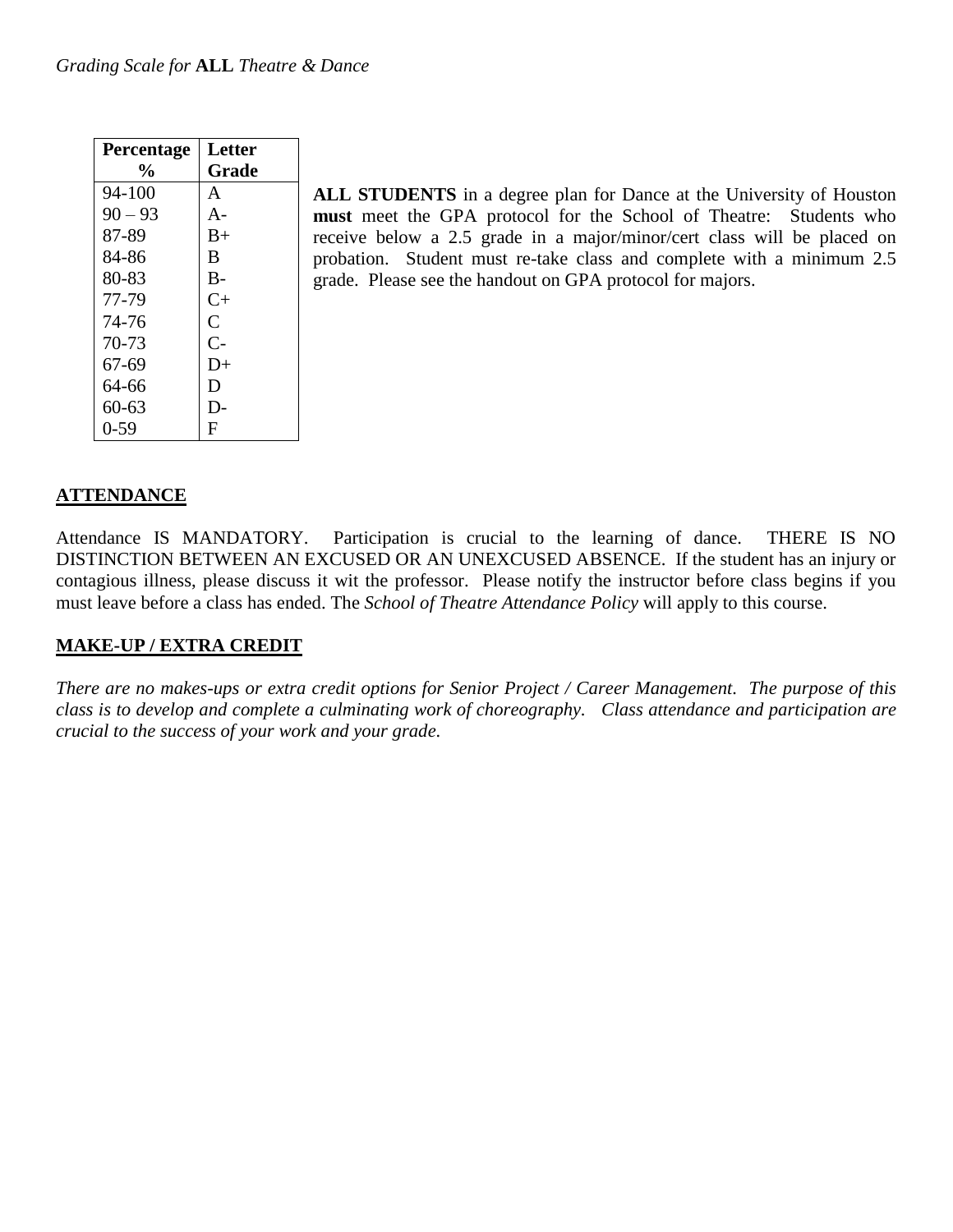*Grading Scale for* **ALL** *Theatre & Dance*

| Percentage % | Letter Grade |
|---|---|
| 94-100 | A |
| 90 – 93 | A- |
| 87-89 | B+ |
| 84-86 | B |
| 80-83 | B- |
| 77-79 | C+ |
| 74-76 | C |
| 70-73 | C- |
| 67-69 | D+ |
| 64-66 | D |
| 60-63 | D- |
| 0-59 | F |

**ALL STUDENTS** in a degree plan for Dance at the University of Houston **must** meet the GPA protocol for the School of Theatre: Students who receive below a 2.5 grade in a major/minor/cert class will be placed on probation. Student must re-take class and complete with a minimum 2.5 grade. Please see the handout on GPA protocol for majors.

## ATTENDANCE

Attendance IS MANDATORY. Participation is crucial to the learning of dance. THERE IS NO DISTINCTION BETWEEN AN EXCUSED OR AN UNEXCUSED ABSENCE. If the student has an injury or contagious illness, please discuss it wit the professor. Please notify the instructor before class begins if you must leave before a class has ended. The *School of Theatre Attendance Policy* will apply to this course.

## MAKE-UP / EXTRA CREDIT

*There are no makes-ups or extra credit options for Senior Project / Career Management. The purpose of this class is to develop and complete a culminating work of choreography. Class attendance and participation are crucial to the success of your work and your grade.*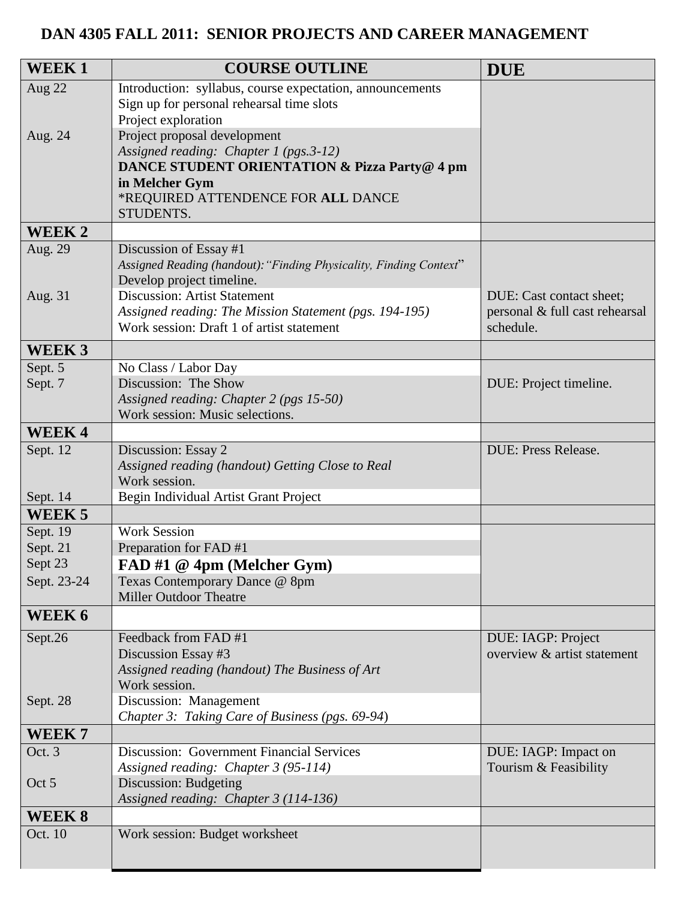## DAN 4305 FALL 2011: SENIOR PROJECTS AND CAREER MANAGEMENT

| **WEEK 1** | **COURSE OUTLINE** | **DUE** |
|---|---|---|
| Aug 22 | Introduction: syllabus, course expectation, announcements<br>Sign up for personal rehearsal time slots<br>Project exploration | |
| Aug. 24 | Project proposal development<br>*Assigned reading: Chapter 1 (pgs.3-12)*<br>**DANCE STUDENT ORIENTATION & Pizza Party@ 4 pm in Melcher Gym**<br>*REQUIRED ATTENDENCE FOR **ALL** DANCE STUDENTS. | |
| **WEEK 2** | | |
| Aug. 29 | Discussion of Essay #1<br>*Assigned Reading (handout): "Finding Physicality, Finding Context"*<br>Develop project timeline. | |
| Aug. 31 | Discussion: Artist Statement<br>*Assigned reading: The Mission Statement (pgs. 194-195)*<br>Work session: Draft 1 of artist statement | DUE: Cast contact sheet; personal & full cast rehearsal schedule. |
| **WEEK 3** | | |
| Sept. 5 | No Class / Labor Day | |
| Sept. 7 | Discussion: The Show<br>*Assigned reading: Chapter 2 (pgs 15-50)*<br>Work session: Music selections. | DUE: Project timeline. |
| **WEEK 4** | | |
| Sept. 12 | Discussion: Essay 2<br>*Assigned reading (handout) Getting Close to Real*<br>Work session. | DUE: Press Release. |
| Sept. 14 | Begin Individual Artist Grant Project | |
| **WEEK 5** | | |
| Sept. 19 | Work Session | |
| Sept. 21 | Preparation for FAD #1 | |
| Sept 23 | **FAD #1 @ 4pm (Melcher Gym)** | |
| Sept. 23-24 | Texas Contemporary Dance @ 8pm<br>Miller Outdoor Theatre | |
| **WEEK 6** | | |
| Sept.26 | Feedback from FAD #1<br>Discussion Essay #3<br>*Assigned reading (handout) The Business of Art*<br>Work session. | DUE: IAGP: Project overview & artist statement |
| Sept. 28 | Discussion: Management<br>*Chapter 3: Taking Care of Business (pgs. 69-94)* | |
| **WEEK 7** | | |
| Oct. 3 | Discussion: Government Financial Services<br>*Assigned reading: Chapter 3 (95-114)* | DUE: IAGP: Impact on Tourism & Feasibility |
| Oct 5 | Discussion: Budgeting<br>*Assigned reading: Chapter 3 (114-136)* | |
| **WEEK 8** | | |
| Oct. 10 | Work session: Budget worksheet | |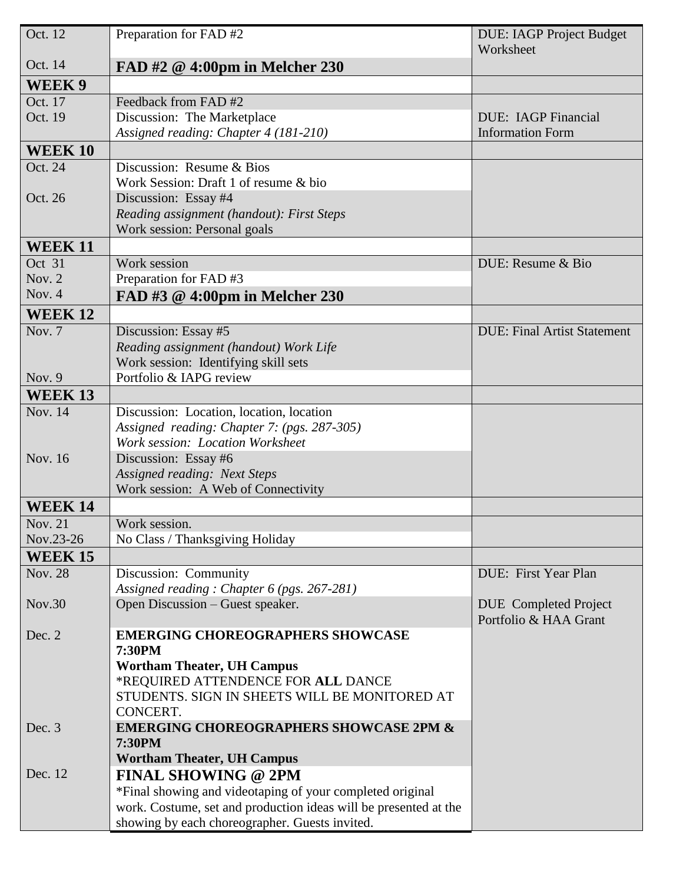| | | |
|---|---|---|
| Oct. 12 | Preparation for FAD #2 | DUE: IAGP Project Budget Worksheet |
| Oct. 14 | **FAD #2 @ 4:00pm in Melcher 230** | |
| **WEEK 9** | | |
| Oct. 17 | Feedback from FAD #2 | |
| Oct. 19 | Discussion: The Marketplace<br>*Assigned reading: Chapter 4 (181-210)* | DUE: IAGP Financial Information Form |
| **WEEK 10** | | |
| Oct. 24 | Discussion: Resume & Bios<br>Work Session: Draft 1 of resume & bio | |
| Oct. 26 | Discussion: Essay #4<br>*Reading assignment (handout): First Steps*<br>Work session: Personal goals | |
| **WEEK 11** | | |
| Oct 31 | Work session | DUE: Resume & Bio |
| Nov. 2 | Preparation for FAD #3 | |
| Nov. 4 | **FAD #3 @ 4:00pm in Melcher 230** | |
| **WEEK 12** | | |
| Nov. 7 | Discussion: Essay #5<br>*Reading assignment (handout) Work Life*<br>Work session: Identifying skill sets | DUE: Final Artist Statement |
| Nov. 9 | Portfolio & IAPG review | |
| **WEEK 13** | | |
| Nov. 14 | Discussion: Location, location, location<br>*Assigned reading: Chapter 7: (pgs. 287-305)*<br>*Work session: Location Worksheet* | |
| Nov. 16 | Discussion: Essay #6<br>*Assigned reading: Next Steps*<br>Work session: A Web of Connectivity | |
| **WEEK 14** | | |
| Nov. 21 | Work session. | |
| Nov.23-26 | No Class / Thanksgiving Holiday | |
| **WEEK 15** | | |
| Nov. 28 | Discussion: Community<br>*Assigned reading : Chapter 6 (pgs. 267-281)* | DUE: First Year Plan |
| Nov.30 | Open Discussion – Guest speaker. | DUE Completed Project Portfolio & HAA Grant |
| Dec. 2 | **EMERGING CHOREOGRAPHERS SHOWCASE 7:30PM**<br>**Wortham Theater, UH Campus**<br>*REQUIRED ATTENDENCE FOR **ALL** DANCE STUDENTS. SIGN IN SHEETS WILL BE MONITORED AT CONCERT. | |
| Dec. 3 | **EMERGING CHOREOGRAPHERS SHOWCASE 2PM & 7:30PM**<br>**Wortham Theater, UH Campus** | |
| Dec. 12 | **FINAL SHOWING @ 2PM**<br>*Final showing and videotaping of your completed original work. Costume, set and production ideas will be presented at the showing by each choreographer. Guests invited. | |